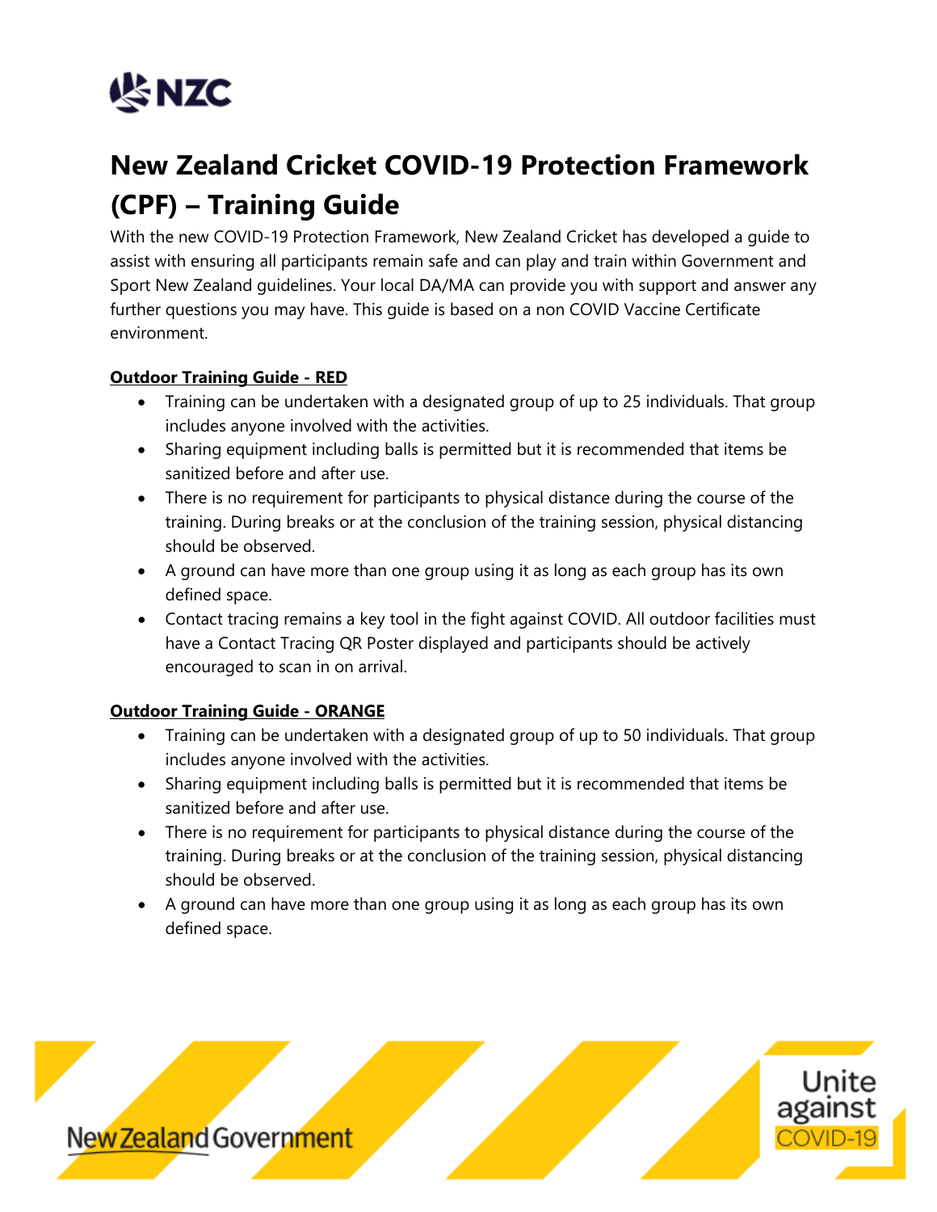# New Zealand Cricket COVID-19 Protection Framework (CPF) – Training Guide

With the new COVID-19 Protection Framework, New Zealand Cricket has developed a guide to assist with ensuring all participants remain safe and can play and train within Government and Sport New Zealand guidelines. Your local DA/MA can provide you with support and answer any further questions you may have. This guide is based on a non COVID Vaccine Certificate environment.

**Outdoor Training Guide - RED**

- Training can be undertaken with a designated group of up to 25 individuals. That group includes anyone involved with the activities.
- Sharing equipment including balls is permitted but it is recommended that items be sanitized before and after use.
- There is no requirement for participants to physical distance during the course of the training. During breaks or at the conclusion of the training session, physical distancing should be observed.
- A ground can have more than one group using it as long as each group has its own defined space.
- Contact tracing remains a key tool in the fight against COVID. All outdoor facilities must have a Contact Tracing QR Poster displayed and participants should be actively encouraged to scan in on arrival.

**Outdoor Training Guide - ORANGE**

- Training can be undertaken with a designated group of up to 50 individuals. That group includes anyone involved with the activities.
- Sharing equipment including balls is permitted but it is recommended that items be sanitized before and after use.
- There is no requirement for participants to physical distance during the course of the training. During breaks or at the conclusion of the training session, physical distancing should be observed.
- A ground can have more than one group using it as long as each group has its own defined space.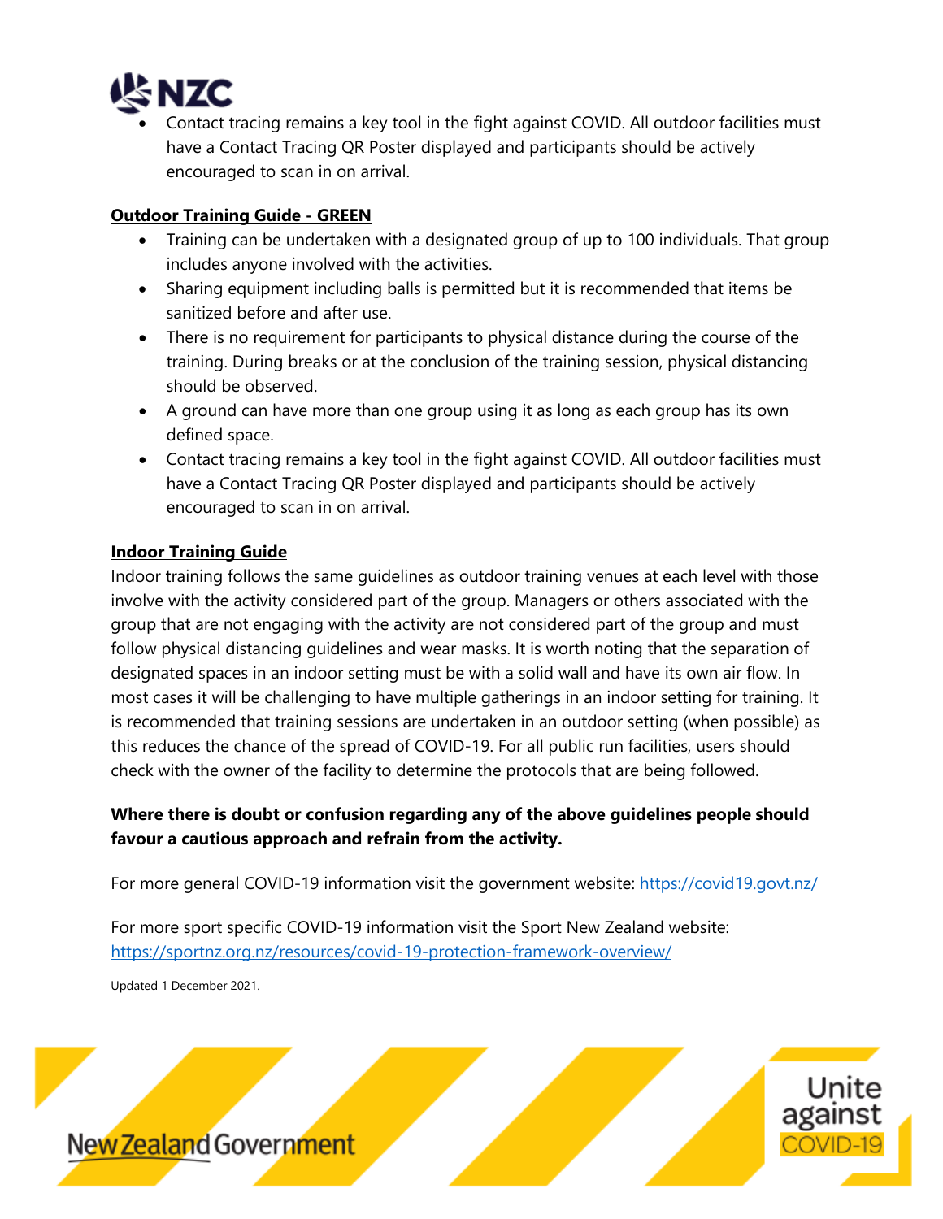- Contact tracing remains a key tool in the fight against COVID. All outdoor facilities must have a Contact Tracing QR Poster displayed and participants should be actively encouraged to scan in on arrival.

**Outdoor Training Guide - GREEN**

- Training can be undertaken with a designated group of up to 100 individuals. That group includes anyone involved with the activities.
- Sharing equipment including balls is permitted but it is recommended that items be sanitized before and after use.
- There is no requirement for participants to physical distance during the course of the training. During breaks or at the conclusion of the training session, physical distancing should be observed.
- A ground can have more than one group using it as long as each group has its own defined space.
- Contact tracing remains a key tool in the fight against COVID. All outdoor facilities must have a Contact Tracing QR Poster displayed and participants should be actively encouraged to scan in on arrival.

**Indoor Training Guide**

Indoor training follows the same guidelines as outdoor training venues at each level with those involve with the activity considered part of the group. Managers or others associated with the group that are not engaging with the activity are not considered part of the group and must follow physical distancing guidelines and wear masks. It is worth noting that the separation of designated spaces in an indoor setting must be with a solid wall and have its own air flow. In most cases it will be challenging to have multiple gatherings in an indoor setting for training. It is recommended that training sessions are undertaken in an outdoor setting (when possible) as this reduces the chance of the spread of COVID-19. For all public run facilities, users should check with the owner of the facility to determine the protocols that are being followed.

**Where there is doubt or confusion regarding any of the above guidelines people should favour a cautious approach and refrain from the activity.**

For more general COVID-19 information visit the government website: https://covid19.govt.nz/

For more sport specific COVID-19 information visit the Sport New Zealand website: https://sportnz.org.nz/resources/covid-19-protection-framework-overview/

Updated 1 December 2021.